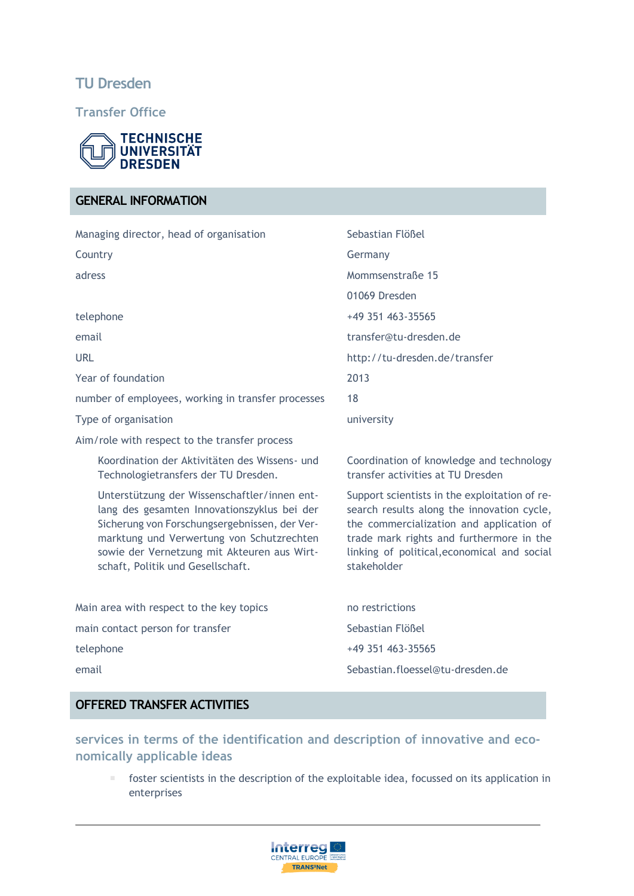# TU Dresden

## Transfer Office

## GENERAL INFORMATION

| | |
|---|---|
| Managing director, head of organisation | Sebastian Flößel |
| Country | Germany |
| adress | Mommsenstraße 15<br>01069 Dresden |
| telephone | +49 351 463-35565 |
| email | transfer@tu-dresden.de |
| URL | http://tu-dresden.de/transfer |
| Year of foundation | 2013 |
| number of employees, working in transfer processes | 18 |
| Type of organisation | university |

Aim/role with respect to the transfer process

| | |
|---|---|
| Koordination der Aktivitäten des Wissens- und Technologietransfers der TU Dresden. | Coordination of knowledge and technology transfer activities at TU Dresden |
| Unterstützung der Wissenschaftler/innen entlang des gesamten Innovationszyklus bei der Sicherung von Forschungsergebnissen, der Vermarktung und Verwertung von Schutzrechten sowie der Vernetzung mit Akteuren aus Wirtschaft, Politik und Gesellschaft. | Support scientists in the exploitation of research results along the innovation cycle, the commercialization and application of trade mark rights and furthermore in the linking of political,economical and social stakeholder |

| | |
|---|---|
| Main area with respect to the key topics | no restrictions |
| main contact person for transfer | Sebastian Flößel |
| telephone | +49 351 463-35565 |
| email | Sebastian.floessel@tu-dresden.de |

## OFFERED TRANSFER ACTIVITIES

### services in terms of the identification and description of innovative and economically applicable ideas

- foster scientists in the description of the exploitable idea, focussed on its application in enterprises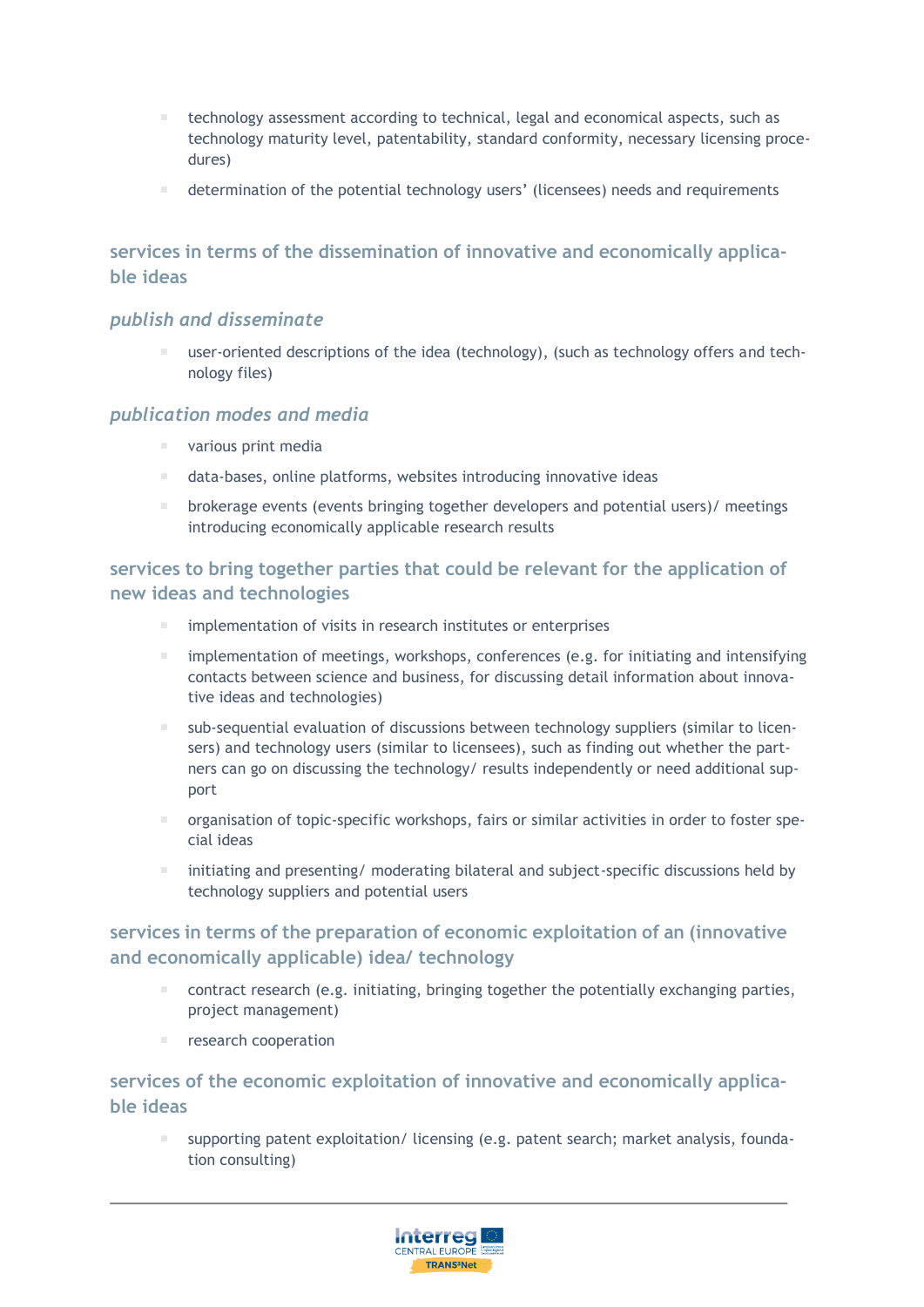- technology assessment according to technical, legal and economical aspects, such as technology maturity level, patentability, standard conformity, necessary licensing procedures)
- determination of the potential technology users' (licensees) needs and requirements

### services in terms of the dissemination of innovative and economically applicable ideas

#### *publish and disseminate*

- user-oriented descriptions of the idea (technology), (such as technology offers and technology files)

#### *publication modes and media*

- various print media
- data-bases, online platforms, websites introducing innovative ideas
- brokerage events (events bringing together developers and potential users)/ meetings introducing economically applicable research results

### services to bring together parties that could be relevant for the application of new ideas and technologies

- implementation of visits in research institutes or enterprises
- implementation of meetings, workshops, conferences (e.g. for initiating and intensifying contacts between science and business, for discussing detail information about innovative ideas and technologies)
- sub-sequential evaluation of discussions between technology suppliers (similar to licensers) and technology users (similar to licensees), such as finding out whether the partners can go on discussing the technology/ results independently or need additional support
- organisation of topic-specific workshops, fairs or similar activities in order to foster special ideas
- initiating and presenting/ moderating bilateral and subject-specific discussions held by technology suppliers and potential users

### services in terms of the preparation of economic exploitation of an (innovative and economically applicable) idea/ technology

- contract research (e.g. initiating, bringing together the potentially exchanging parties, project management)
- research cooperation

### services of the economic exploitation of innovative and economically applicable ideas

- supporting patent exploitation/ licensing (e.g. patent search; market analysis, foundation consulting)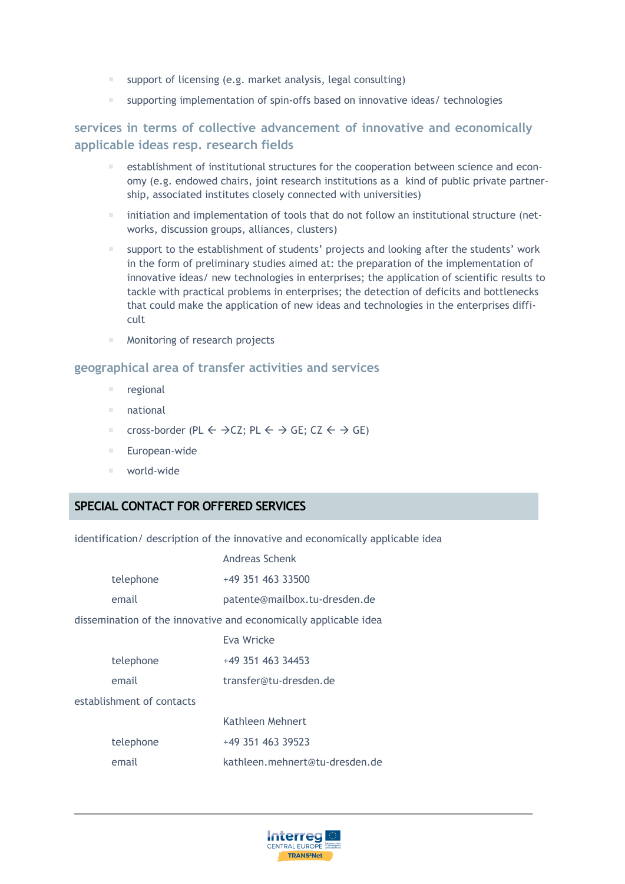- support of licensing (e.g. market analysis, legal consulting)
- supporting implementation of spin-offs based on innovative ideas/ technologies

### services in terms of collective advancement of innovative and economically applicable ideas resp. research fields

- establishment of institutional structures for the cooperation between science and economy (e.g. endowed chairs, joint research institutions as a kind of public private partnership, associated institutes closely connected with universities)
- initiation and implementation of tools that do not follow an institutional structure (networks, discussion groups, alliances, clusters)
- support to the establishment of students' projects and looking after the students' work in the form of preliminary studies aimed at: the preparation of the implementation of innovative ideas/ new technologies in enterprises; the application of scientific results to tackle with practical problems in enterprises; the detection of deficits and bottlenecks that could make the application of new ideas and technologies in the enterprises difficult
- Monitoring of research projects

### geographical area of transfer activities and services

- regional
- national
- cross-border (PL ← →CZ; PL ← → GE; CZ ← → GE)
- European-wide
- world-wide

## SPECIAL CONTACT FOR OFFERED SERVICES

identification/ description of the innovative and economically applicable idea

| | |
|---|---|
| | Andreas Schenk |
| telephone | +49 351 463 33500 |
| email | patente@mailbox.tu-dresden.de |

dissemination of the innovative and economically applicable idea

| | |
|---|---|
| | Eva Wricke |
| telephone | +49 351 463 34453 |
| email | transfer@tu-dresden.de |

establishment of contacts

| | |
|---|---|
| | Kathleen Mehnert |
| telephone | +49 351 463 39523 |
| email | kathleen.mehnert@tu-dresden.de |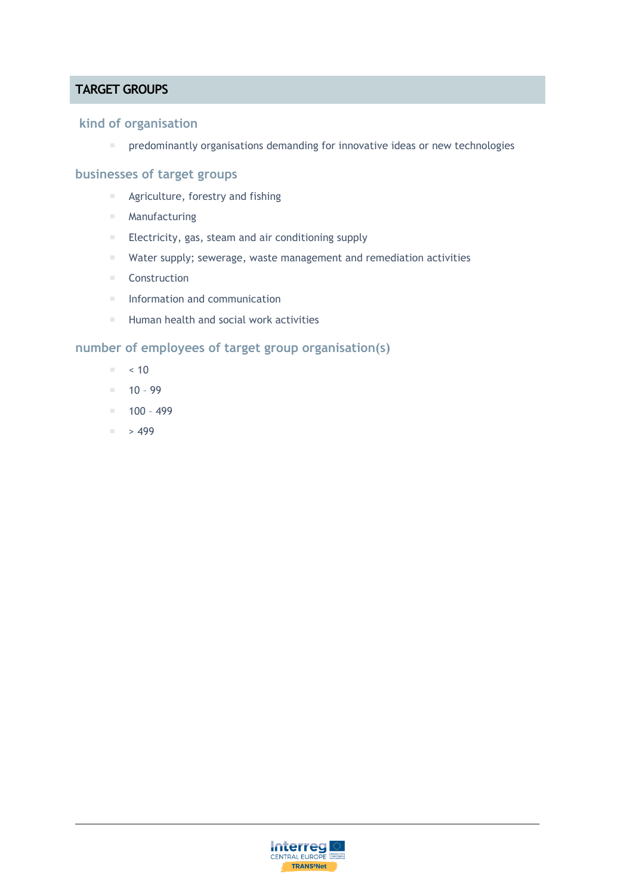## TARGET GROUPS

### kind of organisation

- predominantly organisations demanding for innovative ideas or new technologies

### businesses of target groups

- Agriculture, forestry and fishing
- Manufacturing
- Electricity, gas, steam and air conditioning supply
- Water supply; sewerage, waste management and remediation activities
- Construction
- Information and communication
- Human health and social work activities

### number of employees of target group organisation(s)

- < 10
- 10 – 99
- 100 – 499
- > 499